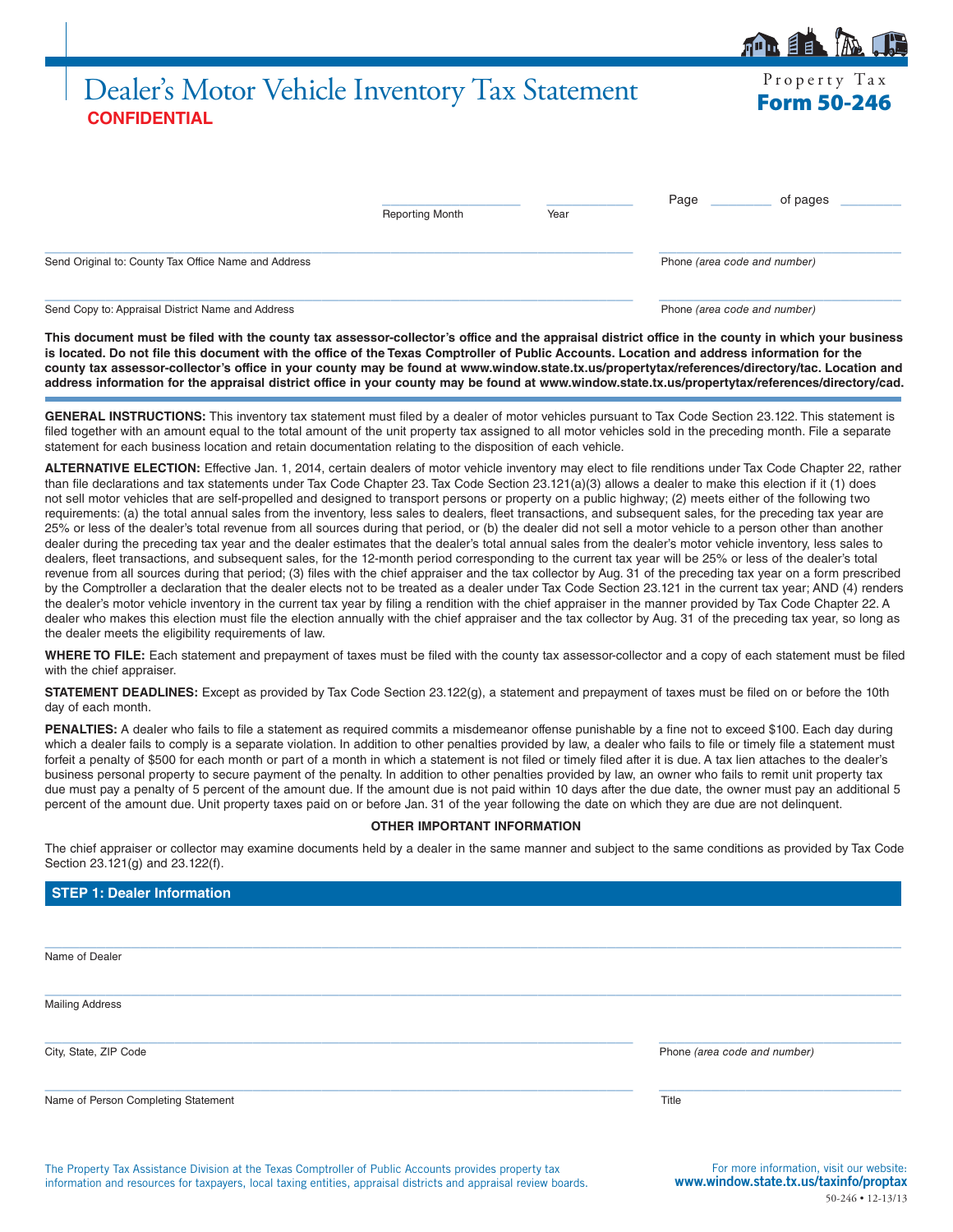# Dealer's Motor Vehicle Inventory Tax Statement

**CONFIDENTIAL**

Property Tax
**Form 50-246**

______________ Reporting Month ______________ Year Page ________ of pages ________

______________________________
Send Original to: County Tax Office Name and Address

______________________________
Phone *(area code and number)*

______________________________
Send Copy to: Appraisal District Name and Address

______________________________
Phone *(area code and number)*

**This document must be filed with the county tax assessor-collector's office and the appraisal district office in the county in which your business is located. Do not file this document with the office of the Texas Comptroller of Public Accounts. Location and address information for the county tax assessor-collector's office in your county may be found at www.window.state.tx.us/propertytax/references/directory/tac. Location and address information for the appraisal district office in your county may be found at www.window.state.tx.us/propertytax/references/directory/cad.**

**GENERAL INSTRUCTIONS:** This inventory tax statement must filed by a dealer of motor vehicles pursuant to Tax Code Section 23.122. This statement is filed together with an amount equal to the total amount of the unit property tax assigned to all motor vehicles sold in the preceding month. File a separate statement for each business location and retain documentation relating to the disposition of each vehicle.

**ALTERNATIVE ELECTION:** Effective Jan. 1, 2014, certain dealers of motor vehicle inventory may elect to file renditions under Tax Code Chapter 22, rather than file declarations and tax statements under Tax Code Chapter 23. Tax Code Section 23.121(a)(3) allows a dealer to make this election if it (1) does not sell motor vehicles that are self-propelled and designed to transport persons or property on a public highway; (2) meets either of the following two requirements: (a) the total annual sales from the inventory, less sales to dealers, fleet transactions, and subsequent sales, for the preceding tax year are 25% or less of the dealer's total revenue from all sources during that period, or (b) the dealer did not sell a motor vehicle to a person other than another dealer during the preceding tax year and the dealer estimates that the dealer's total annual sales from the dealer's motor vehicle inventory, less sales to dealers, fleet transactions, and subsequent sales, for the 12-month period corresponding to the current tax year will be 25% or less of the dealer's total revenue from all sources during that period; (3) files with the chief appraiser and the tax collector by Aug. 31 of the preceding tax year on a form prescribed by the Comptroller a declaration that the dealer elects not to be treated as a dealer under Tax Code Section 23.121 in the current tax year; AND (4) renders the dealer's motor vehicle inventory in the current tax year by filing a rendition with the chief appraiser in the manner provided by Tax Code Chapter 22. A dealer who makes this election must file the election annually with the chief appraiser and the tax collector by Aug. 31 of the preceding tax year, so long as the dealer meets the eligibility requirements of law.

**WHERE TO FILE:** Each statement and prepayment of taxes must be filed with the county tax assessor-collector and a copy of each statement must be filed with the chief appraiser.

**STATEMENT DEADLINES:** Except as provided by Tax Code Section 23.122(g), a statement and prepayment of taxes must be filed on or before the 10th day of each month.

**PENALTIES:** A dealer who fails to file a statement as required commits a misdemeanor offense punishable by a fine not to exceed $100. Each day during which a dealer fails to comply is a separate violation. In addition to other penalties provided by law, a dealer who fails to file or timely file a statement must forfeit a penalty of $500 for each month or part of a month in which a statement is not filed or timely filed after it is due. A tax lien attaches to the dealer's business personal property to secure payment of the penalty. In addition to other penalties provided by law, an owner who fails to remit unit property tax due must pay a penalty of 5 percent of the amount due. If the amount due is not paid within 10 days after the due date, the owner must pay an additional 5 percent of the amount due. Unit property taxes paid on or before Jan. 31 of the year following the date on which they are due are not delinquent.

**OTHER IMPORTANT INFORMATION**

The chief appraiser or collector may examine documents held by a dealer in the same manner and subject to the same conditions as provided by Tax Code Section 23.121(g) and 23.122(f).

## STEP 1: Dealer Information

______________________________
Name of Dealer

______________________________
Mailing Address

______________________________
City, State, ZIP Code

______________________________
Phone *(area code and number)*

______________________________
Name of Person Completing Statement

______________________________
Title

The Property Tax Assistance Division at the Texas Comptroller of Public Accounts provides property tax information and resources for taxpayers, local taxing entities, appraisal districts and appraisal review boards.

For more information, visit our website: **www.window.state.tx.us/taxinfo/proptax**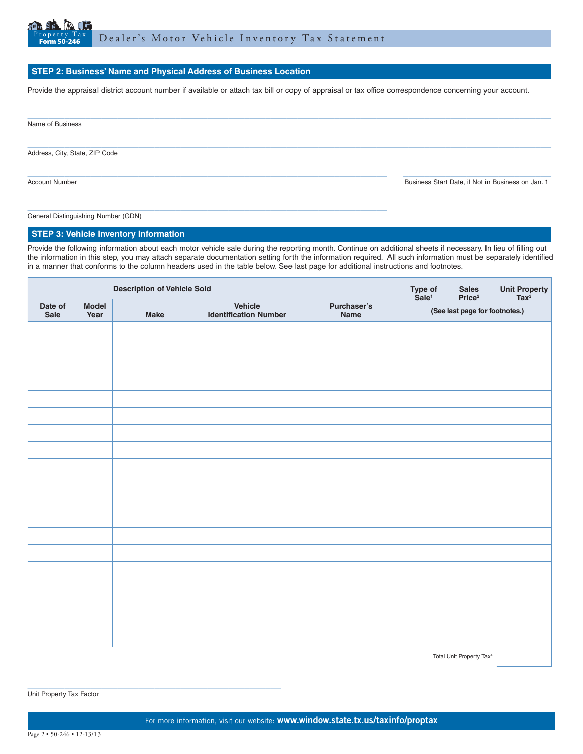# Property Tax Form 50-246

## Dealer's Motor Vehicle Inventory Tax Statement

### STEP 2: Business' Name and Physical Address of Business Location

Provide the appraisal district account number if available or attach tax bill or copy of appraisal or tax office correspondence concerning your account.

Name of Business

Address, City, State, ZIP Code

Account Number

Business Start Date, if Not in Business on Jan. 1

General Distinguishing Number (GDN)

### STEP 3: Vehicle Inventory Information

Provide the following information about each motor vehicle sale during the reporting month. Continue on additional sheets if necessary. In lieu of filling out the information in this step, you may attach separate documentation setting forth the information required. All such information must be separately identified in a manner that conforms to the column headers used in the table below. See last page for additional instructions and footnotes.

| Description of Vehicle Sold | | | | Purchaser's Name | Type of Sale[1] | Sales Price[2] | Unit Property Tax[3] |
|---|---|---|---|---|---|---|---|
| Date of Sale | Model Year | Make | Vehicle Identification Number | | (See last page for footnotes.) | | |
| | | | | | | | |
| | | | | | | | |
| | | | | | | | |
| | | | | | | | |
| | | | | | | | |
| | | | | | | | |
| | | | | | | | |
| | | | | | | | |
| | | | | | | | |
| | | | | | | | |
| | | | | | | | |
| | | | | | | | |
| | | | | | | | |
| | | | | | | | |
| | | | | | | | |
| | | | | | | | |
| | | | | | | | |
| | | | | | | | |
| | | | | | | | |
| | | | | | | Total Unit Property Tax[4] | |

Unit Property Tax Factor

For more information, visit our website: **www.window.state.tx.us/taxinfo/proptax**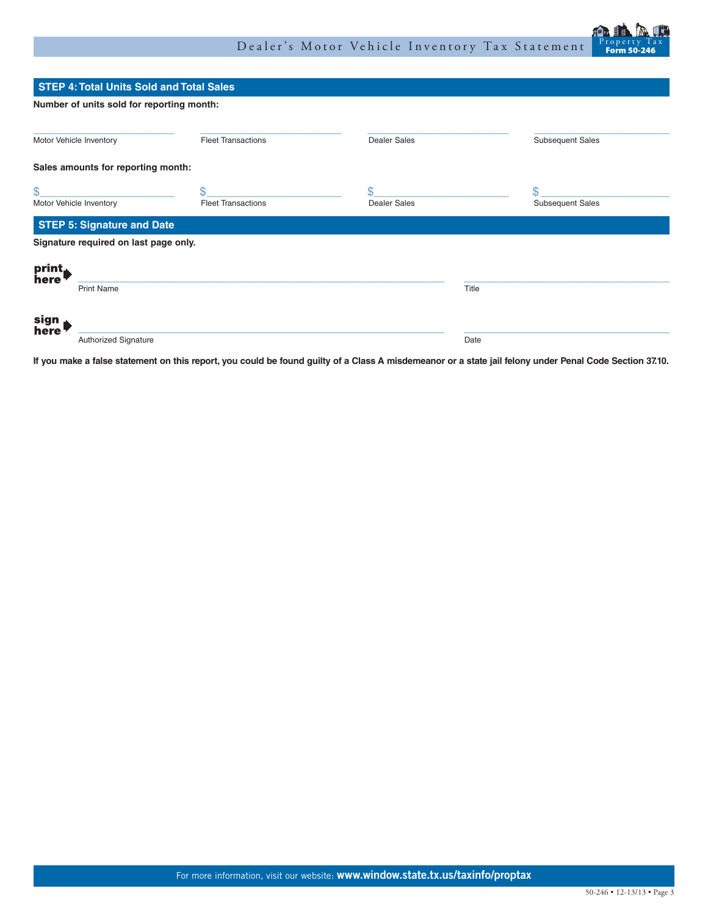## STEP 4: Total Units Sold and Total Sales

**Number of units sold for reporting month:**

| Motor Vehicle Inventory | Fleet Transactions | Dealer Sales | Subsequent Sales |
| --- | --- | --- | --- |
| ______________ | ______________ | ______________ | ______________ |

**Sales amounts for reporting month:**

| Motor Vehicle Inventory | Fleet Transactions | Dealer Sales | Subsequent Sales |
| --- | --- | --- | --- |
| $______________ | $______________ | $______________ | $______________ |

## STEP 5: Signature and Date

**Signature required on last page only.**

print here ➡ ______________________________ Print Name ______________________ Title

sign here ➡ ______________________________ Authorized Signature ______________________ Date

**If you make a false statement on this report, you could be found guilty of a Class A misdemeanor or a state jail felony under Penal Code Section 37.10.**

For more information, visit our website: **www.window.state.tx.us/taxinfo/proptax**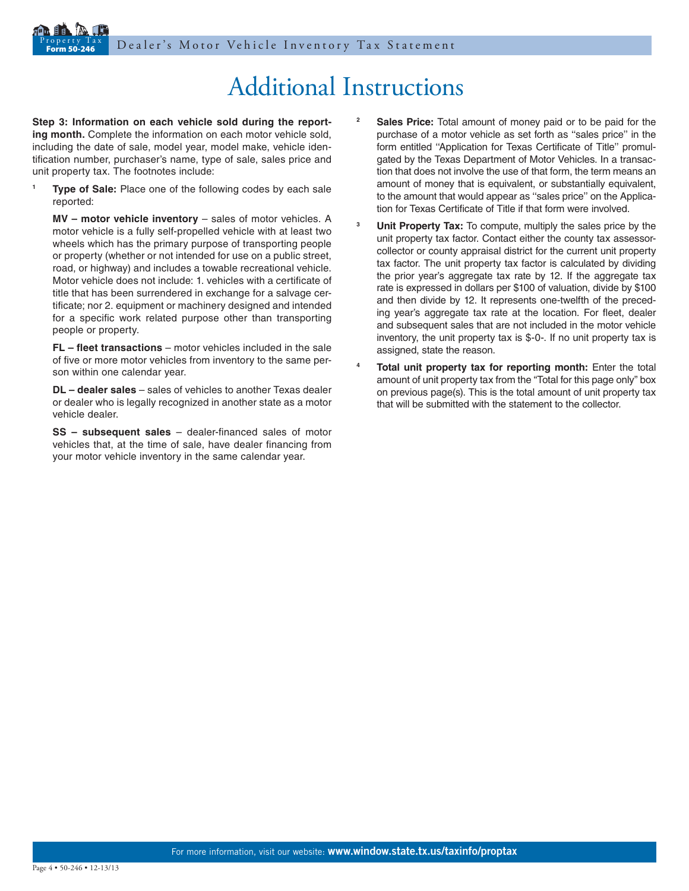# Additional Instructions

**Step 3: Information on each vehicle sold during the reporting month.** Complete the information on each motor vehicle sold, including the date of sale, model year, model make, vehicle identification number, purchaser's name, type of sale, sales price and unit property tax. The footnotes include:

[1] **Type of Sale:** Place one of the following codes by each sale reported:

**MV – motor vehicle inventory** – sales of motor vehicles. A motor vehicle is a fully self-propelled vehicle with at least two wheels which has the primary purpose of transporting people or property (whether or not intended for use on a public street, road, or highway) and includes a towable recreational vehicle. Motor vehicle does not include: 1. vehicles with a certificate of title that has been surrendered in exchange for a salvage certificate; nor 2. equipment or machinery designed and intended for a specific work related purpose other than transporting people or property.

**FL – fleet transactions** – motor vehicles included in the sale of five or more motor vehicles from inventory to the same person within one calendar year.

**DL – dealer sales** – sales of vehicles to another Texas dealer or dealer who is legally recognized in another state as a motor vehicle dealer.

**SS – subsequent sales** – dealer-financed sales of motor vehicles that, at the time of sale, have dealer financing from your motor vehicle inventory in the same calendar year.

[2] **Sales Price:** Total amount of money paid or to be paid for the purchase of a motor vehicle as set forth as "sales price" in the form entitled "Application for Texas Certificate of Title" promulgated by the Texas Department of Motor Vehicles. In a transaction that does not involve the use of that form, the term means an amount of money that is equivalent, or substantially equivalent, to the amount that would appear as "sales price" on the Application for Texas Certificate of Title if that form were involved.

[3] **Unit Property Tax:** To compute, multiply the sales price by the unit property tax factor. Contact either the county tax assessor-collector or county appraisal district for the current unit property tax factor. The unit property tax factor is calculated by dividing the prior year's aggregate tax rate by 12. If the aggregate tax rate is expressed in dollars per $100 of valuation, divide by $100 and then divide by 12. It represents one-twelfth of the preceding year's aggregate tax rate at the location. For fleet, dealer and subsequent sales that are not included in the motor vehicle inventory, the unit property tax is $-0-. If no unit property tax is assigned, state the reason.

[4] **Total unit property tax for reporting month:** Enter the total amount of unit property tax from the "Total for this page only" box on previous page(s). This is the total amount of unit property tax that will be submitted with the statement to the collector.

For more information, visit our website: **www.window.state.tx.us/taxinfo/proptax**